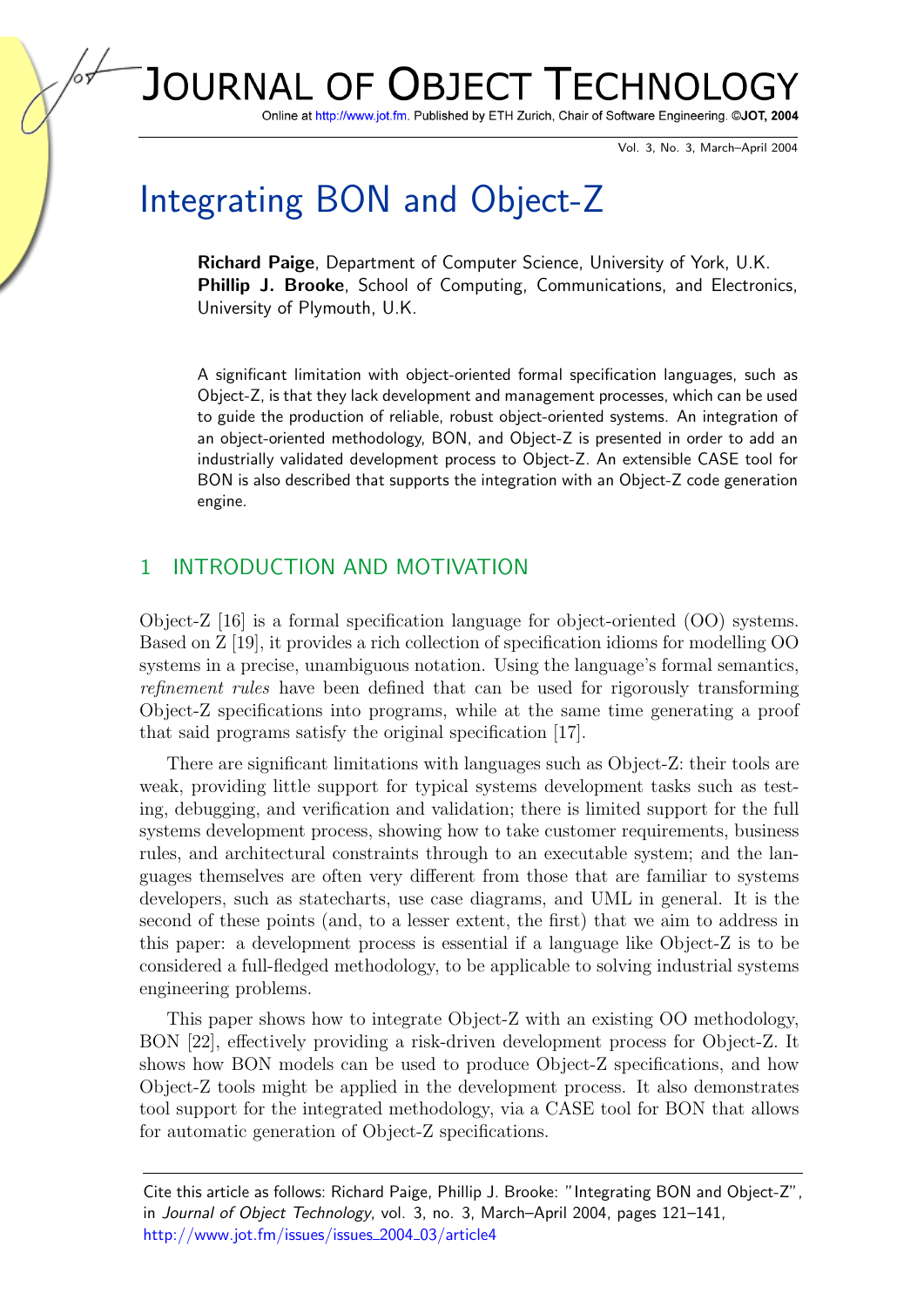# Integrating BON and Object-Z

**Richard Paige**, Department of Computer Science, University of York, U.K.
**Phillip J. Brooke**, School of Computing, Communications, and Electronics, University of Plymouth, U.K.

A significant limitation with object-oriented formal specification languages, such as Object-Z, is that they lack development and management processes, which can be used to guide the production of reliable, robust object-oriented systems. An integration of an object-oriented methodology, BON, and Object-Z is presented in order to add an industrially validated development process to Object-Z. An extensible CASE tool for BON is also described that supports the integration with an Object-Z code generation engine.

## 1 INTRODUCTION AND MOTIVATION

Object-Z [16] is a formal specification language for object-oriented (OO) systems. Based on Z [19], it provides a rich collection of specification idioms for modelling OO systems in a precise, unambiguous notation. Using the language's formal semantics, *refinement rules* have been defined that can be used for rigorously transforming Object-Z specifications into programs, while at the same time generating a proof that said programs satisfy the original specification [17].

There are significant limitations with languages such as Object-Z: their tools are weak, providing little support for typical systems development tasks such as testing, debugging, and verification and validation; there is limited support for the full systems development process, showing how to take customer requirements, business rules, and architectural constraints through to an executable system; and the languages themselves are often very different from those that are familiar to systems developers, such as statecharts, use case diagrams, and UML in general. It is the second of these points (and, to a lesser extent, the first) that we aim to address in this paper: a development process is essential if a language like Object-Z is to be considered a full-fledged methodology, to be applicable to solving industrial systems engineering problems.

This paper shows how to integrate Object-Z with an existing OO methodology, BON [22], effectively providing a risk-driven development process for Object-Z. It shows how BON models can be used to produce Object-Z specifications, and how Object-Z tools might be applied in the development process. It also demonstrates tool support for the integrated methodology, via a CASE tool for BON that allows for automatic generation of Object-Z specifications.

Cite this article as follows: Richard Paige, Phillip J. Brooke: "Integrating BON and Object-Z", in *Journal of Object Technology*, vol. 3, no. 3, March–April 2004, pages 121–141, http://www.jot.fm/issues/issues_2004_03/article4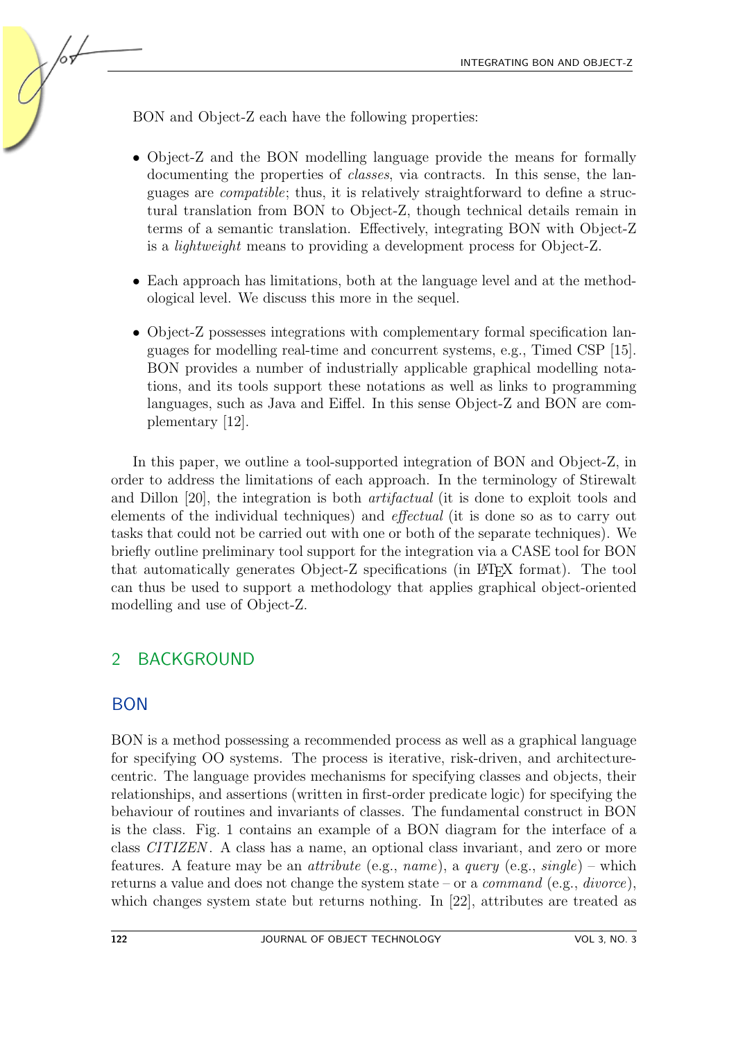BON and Object-Z each have the following properties:

- Object-Z and the BON modelling language provide the means for formally documenting the properties of *classes*, via contracts. In this sense, the languages are *compatible*; thus, it is relatively straightforward to define a structural translation from BON to Object-Z, though technical details remain in terms of a semantic translation. Effectively, integrating BON with Object-Z is a *lightweight* means to providing a development process for Object-Z.

- Each approach has limitations, both at the language level and at the methodological level. We discuss this more in the sequel.

- Object-Z possesses integrations with complementary formal specification languages for modelling real-time and concurrent systems, e.g., Timed CSP [15]. BON provides a number of industrially applicable graphical modelling notations, and its tools support these notations as well as links to programming languages, such as Java and Eiffel. In this sense Object-Z and BON are complementary [12].

In this paper, we outline a tool-supported integration of BON and Object-Z, in order to address the limitations of each approach. In the terminology of Stirewalt and Dillon [20], the integration is both *artifactual* (it is done to exploit tools and elements of the individual techniques) and *effectual* (it is done so as to carry out tasks that could not be carried out with one or both of the separate techniques). We briefly outline preliminary tool support for the integration via a CASE tool for BON that automatically generates Object-Z specifications (in LaTeX format). The tool can thus be used to support a methodology that applies graphical object-oriented modelling and use of Object-Z.

## 2 BACKGROUND

### BON

BON is a method possessing a recommended process as well as a graphical language for specifying OO systems. The process is iterative, risk-driven, and architecture-centric. The language provides mechanisms for specifying classes and objects, their relationships, and assertions (written in first-order predicate logic) for specifying the behaviour of routines and invariants of classes. The fundamental construct in BON is the class. Fig. 1 contains an example of a BON diagram for the interface of a class *CITIZEN*. A class has a name, an optional class invariant, and zero or more features. A feature may be an *attribute* (e.g., *name*), a *query* (e.g., *single*) – which returns a value and does not change the system state – or a *command* (e.g., *divorce*), which changes system state but returns nothing. In [22], attributes are treated as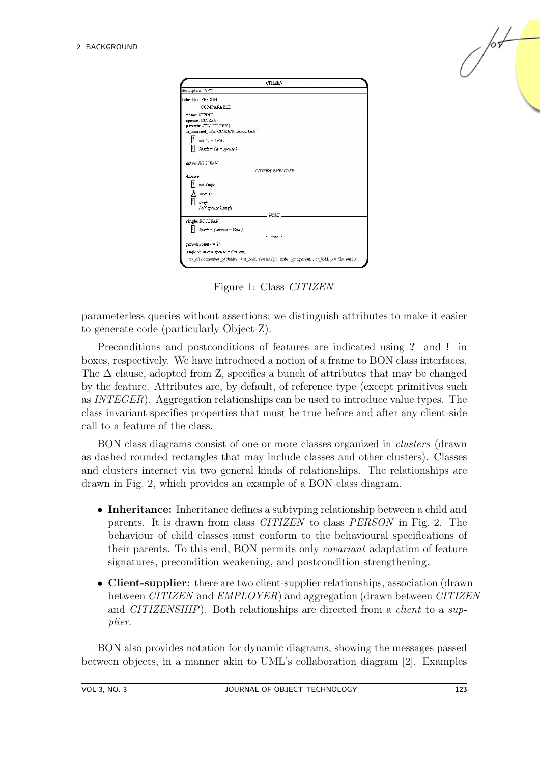Figure 1: Class *CITIZEN*

parameterless queries without assertions; we distinguish attributes to make it easier to generate code (particularly Object-Z).

Preconditions and postconditions of features are indicated using **?** and **!** in boxes, respectively. We have introduced a notion of a frame to BON class interfaces. The $\Delta$ clause, adopted from Z, specifies a bunch of attributes that may be changed by the feature. Attributes are, by default, of reference type (except primitives such as *INTEGER*). Aggregation relationships can be used to introduce value types. The class invariant specifies properties that must be true before and after any client-side call to a feature of the class.

BON class diagrams consist of one or more classes organized in *clusters* (drawn as dashed rounded rectangles that may include classes and other clusters). Classes and clusters interact via two general kinds of relationships. The relationships are drawn in Fig. 2, which provides an example of a BON class diagram.

- **Inheritance:** Inheritance defines a subtyping relationship between a child and parents. It is drawn from class *CITIZEN* to class *PERSON* in Fig. 2. The behaviour of child classes must conform to the behavioural specifications of their parents. To this end, BON permits only *covariant* adaptation of feature signatures, precondition weakening, and postcondition strengthening.
- **Client-supplier:** there are two client-supplier relationships, association (drawn between *CITIZEN* and *EMPLOYER*) and aggregation (drawn between *CITIZEN* and *CITIZENSHIP*). Both relationships are directed from a *client* to a *supplier*.

BON also provides notation for dynamic diagrams, showing the messages passed between objects, in a manner akin to UML's collaboration diagram [2]. Examples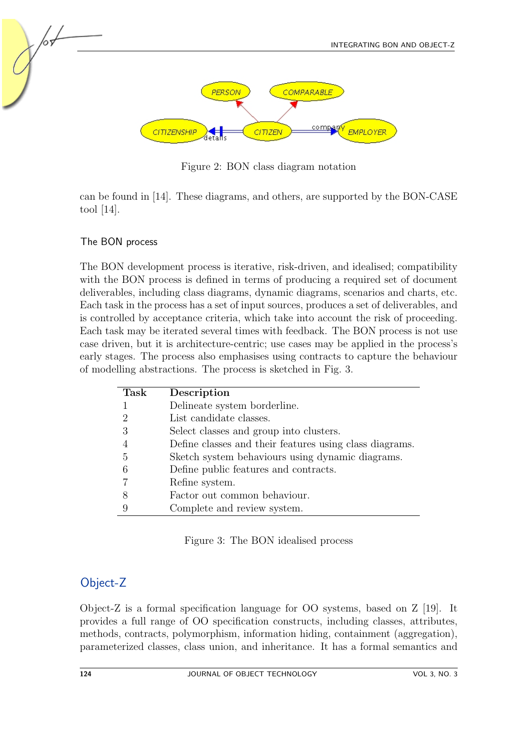Figure 2: BON class diagram notation

can be found in [14]. These diagrams, and others, are supported by the BON-CASE tool [14].

### The BON process

The BON development process is iterative, risk-driven, and idealised; compatibility with the BON process is defined in terms of producing a required set of document deliverables, including class diagrams, dynamic diagrams, scenarios and charts, etc. Each task in the process has a set of input sources, produces a set of deliverables, and is controlled by acceptance criteria, which take into account the risk of proceeding. Each task may be iterated several times with feedback. The BON process is not use case driven, but it is architecture-centric; use cases may be applied in the process's early stages. The process also emphasises using contracts to capture the behaviour of modelling abstractions. The process is sketched in Fig. 3.

| Task | Description |
|---|---|
| 1 | Delineate system borderline. |
| 2 | List candidate classes. |
| 3 | Select classes and group into clusters. |
| 4 | Define classes and their features using class diagrams. |
| 5 | Sketch system behaviours using dynamic diagrams. |
| 6 | Define public features and contracts. |
| 7 | Refine system. |
| 8 | Factor out common behaviour. |
| 9 | Complete and review system. |

Figure 3: The BON idealised process

## Object-Z

Object-Z is a formal specification language for OO systems, based on Z [19]. It provides a full range of OO specification constructs, including classes, attributes, methods, contracts, polymorphism, information hiding, containment (aggregation), parameterized classes, class union, and inheritance. It has a formal semantics and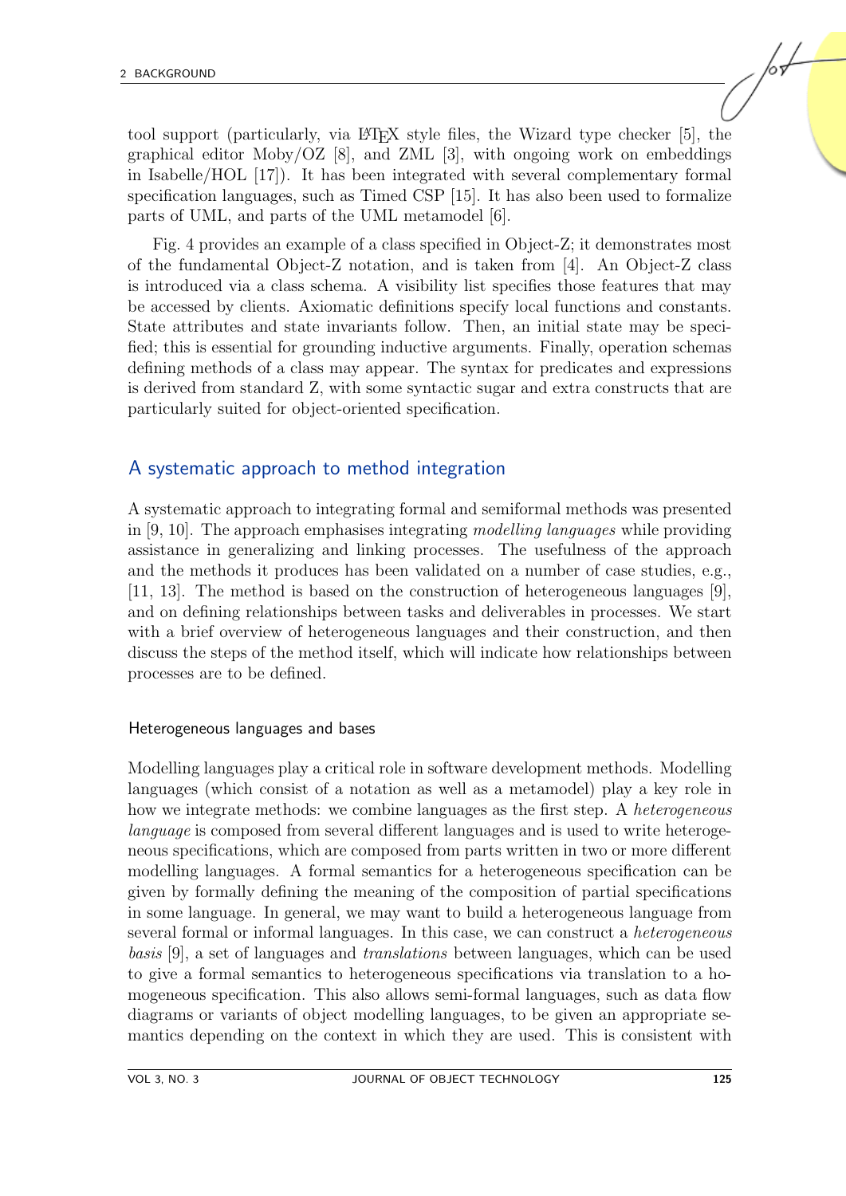tool support (particularly, via LaTeX style files, the Wizard type checker [5], the graphical editor Moby/OZ [8], and ZML [3], with ongoing work on embeddings in Isabelle/HOL [17]). It has been integrated with several complementary formal specification languages, such as Timed CSP [15]. It has also been used to formalize parts of UML, and parts of the UML metamodel [6].

Fig. 4 provides an example of a class specified in Object-Z; it demonstrates most of the fundamental Object-Z notation, and is taken from [4]. An Object-Z class is introduced via a class schema. A visibility list specifies those features that may be accessed by clients. Axiomatic definitions specify local functions and constants. State attributes and state invariants follow. Then, an initial state may be specified; this is essential for grounding inductive arguments. Finally, operation schemas defining methods of a class may appear. The syntax for predicates and expressions is derived from standard Z, with some syntactic sugar and extra constructs that are particularly suited for object-oriented specification.

## A systematic approach to method integration

A systematic approach to integrating formal and semiformal methods was presented in [9, 10]. The approach emphasises integrating *modelling languages* while providing assistance in generalizing and linking processes. The usefulness of the approach and the methods it produces has been validated on a number of case studies, e.g., [11, 13]. The method is based on the construction of heterogeneous languages [9], and on defining relationships between tasks and deliverables in processes. We start with a brief overview of heterogeneous languages and their construction, and then discuss the steps of the method itself, which will indicate how relationships between processes are to be defined.

### Heterogeneous languages and bases

Modelling languages play a critical role in software development methods. Modelling languages (which consist of a notation as well as a metamodel) play a key role in how we integrate methods: we combine languages as the first step. A *heterogeneous language* is composed from several different languages and is used to write heterogeneous specifications, which are composed from parts written in two or more different modelling languages. A formal semantics for a heterogeneous specification can be given by formally defining the meaning of the composition of partial specifications in some language. In general, we may want to build a heterogeneous language from several formal or informal languages. In this case, we can construct a *heterogeneous basis* [9], a set of languages and *translations* between languages, which can be used to give a formal semantics to heterogeneous specifications via translation to a homogeneous specification. This also allows semi-formal languages, such as data flow diagrams or variants of object modelling languages, to be given an appropriate semantics depending on the context in which they are used. This is consistent with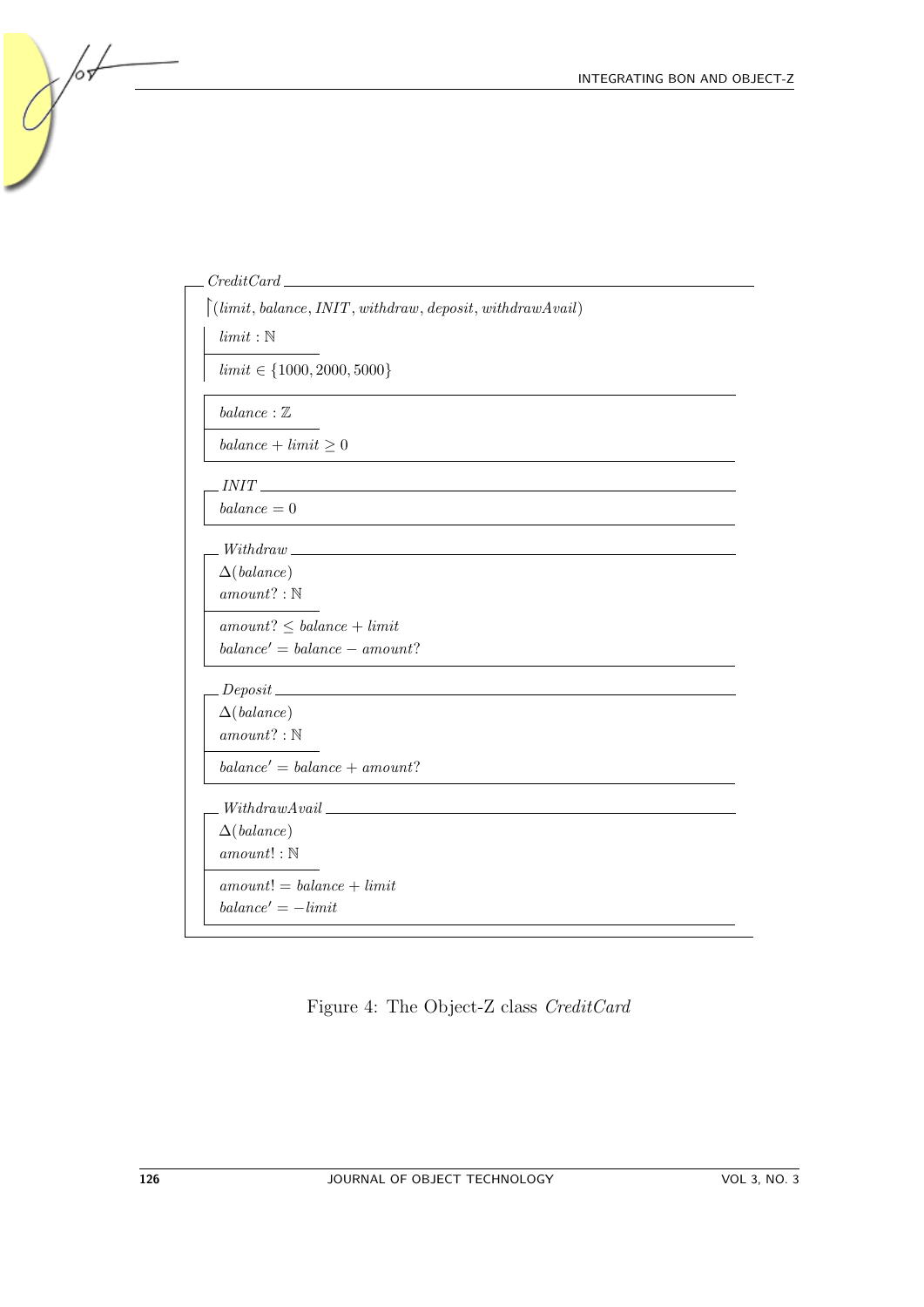**CreditCard**

$\upharpoonright (limit, balance, INIT, withdraw, deposit, withdrawAvail)$

$$limit : \mathbb{N}$$

$$limit \in \{1000, 2000, 5000\}$$

---

$$balance : \mathbb{Z}$$

$$balance + limit \geq 0$$

---

**INIT**

$$balance = 0$$

---

**Withdraw**

$$\Delta(balance)$$
$$amount? : \mathbb{N}$$

$$amount? \leq balance + limit$$
$$balance' = balance - amount?$$

---

**Deposit**

$$\Delta(balance)$$
$$amount? : \mathbb{N}$$

$$balance' = balance + amount?$$

---

**WithdrawAvail**

$$\Delta(balance)$$
$$amount! : \mathbb{N}$$

$$amount! = balance + limit$$
$$balance' = -limit$$

Figure 4: The Object-Z class *CreditCard*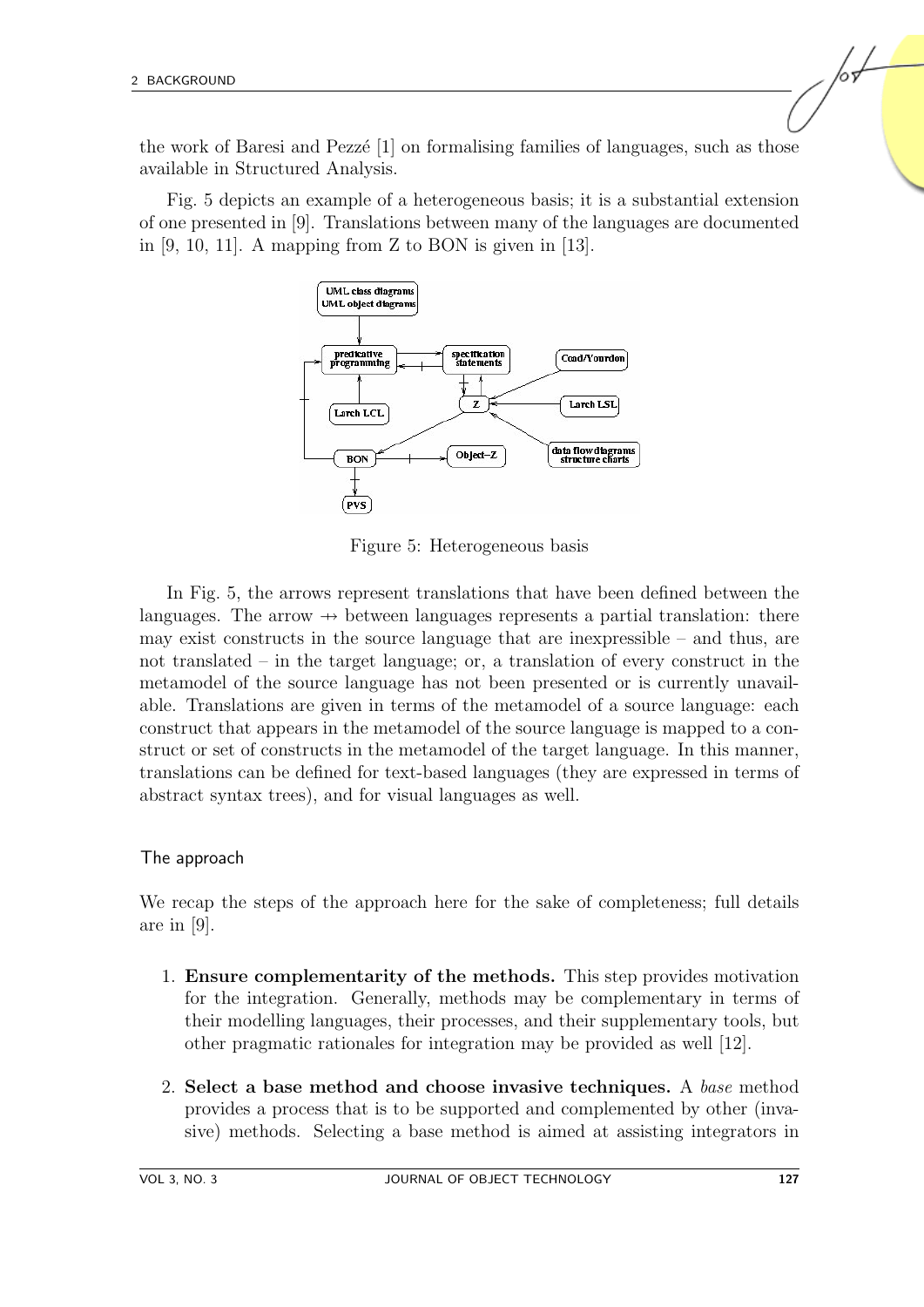the work of Baresi and Pezzé [1] on formalising families of languages, such as those available in Structured Analysis.

Fig. 5 depicts an example of a heterogeneous basis; it is a substantial extension of one presented in [9]. Translations between many of the languages are documented in [9, 10, 11]. A mapping from Z to BON is given in [13].

Figure 5: Heterogeneous basis

In Fig. 5, the arrows represent translations that have been defined between the languages. The arrow $\nrightarrow$ between languages represents a partial translation: there may exist constructs in the source language that are inexpressible – and thus, are not translated – in the target language; or, a translation of every construct in the metamodel of the source language has not been presented or is currently unavailable. Translations are given in terms of the metamodel of a source language: each construct that appears in the metamodel of the source language is mapped to a construct or set of constructs in the metamodel of the target language. In this manner, translations can be defined for text-based languages (they are expressed in terms of abstract syntax trees), and for visual languages as well.

### The approach

We recap the steps of the approach here for the sake of completeness; full details are in [9].

1. **Ensure complementarity of the methods.** This step provides motivation for the integration. Generally, methods may be complementary in terms of their modelling languages, their processes, and their supplementary tools, but other pragmatic rationales for integration may be provided as well [12].

2. **Select a base method and choose invasive techniques.** A *base* method provides a process that is to be supported and complemented by other (invasive) methods. Selecting a base method is aimed at assisting integrators in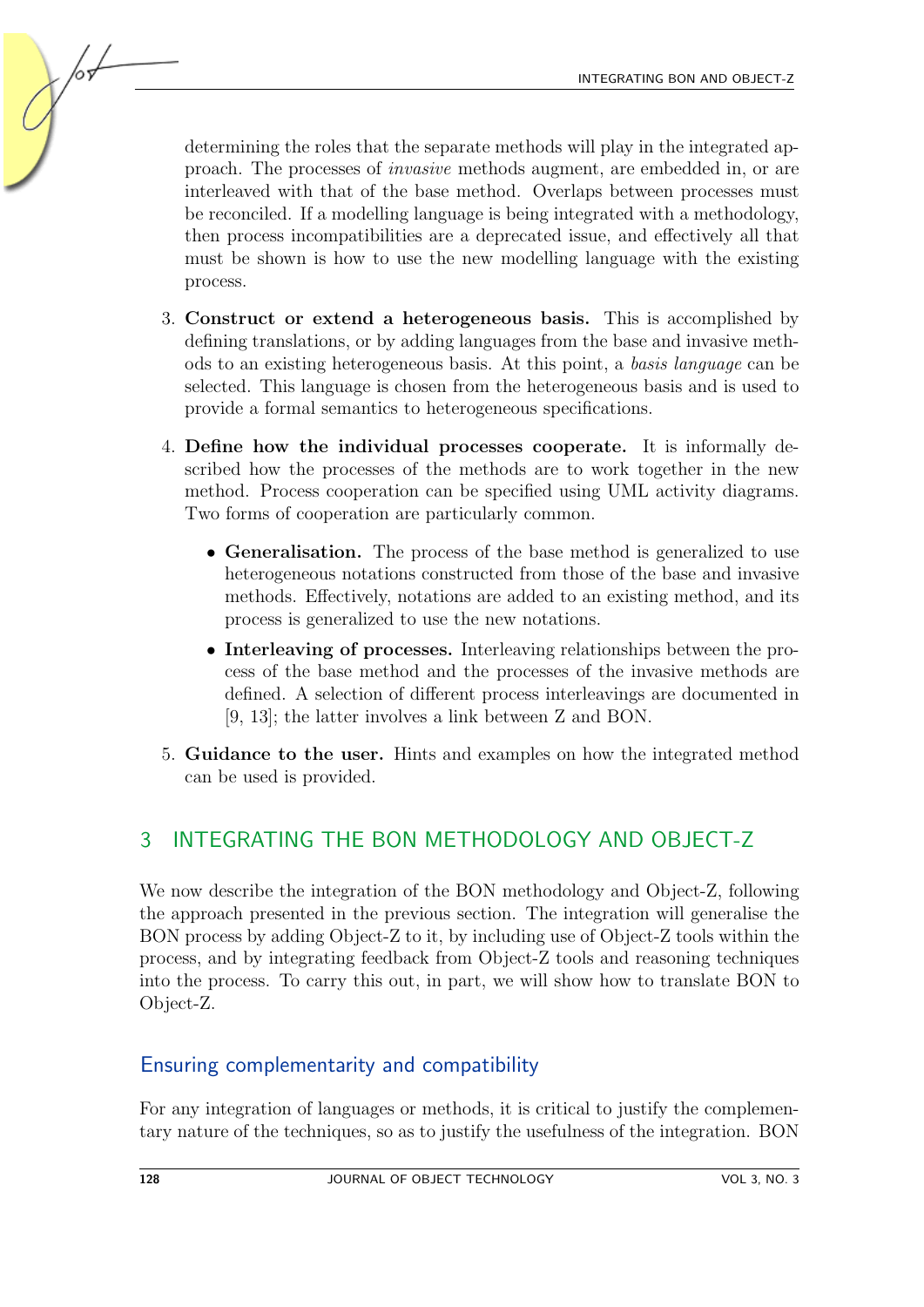determining the roles that the separate methods will play in the integrated approach. The processes of *invasive* methods augment, are embedded in, or are interleaved with that of the base method. Overlaps between processes must be reconciled. If a modelling language is being integrated with a methodology, then process incompatibilities are a deprecated issue, and effectively all that must be shown is how to use the new modelling language with the existing process.

3. **Construct or extend a heterogeneous basis.** This is accomplished by defining translations, or by adding languages from the base and invasive methods to an existing heterogeneous basis. At this point, a *basis language* can be selected. This language is chosen from the heterogeneous basis and is used to provide a formal semantics to heterogeneous specifications.

4. **Define how the individual processes cooperate.** It is informally described how the processes of the methods are to work together in the new method. Process cooperation can be specified using UML activity diagrams. Two forms of cooperation are particularly common.

   - **Generalisation.** The process of the base method is generalized to use heterogeneous notations constructed from those of the base and invasive methods. Effectively, notations are added to an existing method, and its process is generalized to use the new notations.
   - **Interleaving of processes.** Interleaving relationships between the process of the base method and the processes of the invasive methods are defined. A selection of different process interleavings are documented in [9, 13]; the latter involves a link between Z and BON.

5. **Guidance to the user.** Hints and examples on how the integrated method can be used is provided.

## 3 INTEGRATING THE BON METHODOLOGY AND OBJECT-Z

We now describe the integration of the BON methodology and Object-Z, following the approach presented in the previous section. The integration will generalise the BON process by adding Object-Z to it, by including use of Object-Z tools within the process, and by integrating feedback from Object-Z tools and reasoning techniques into the process. To carry this out, in part, we will show how to translate BON to Object-Z.

### Ensuring complementarity and compatibility

For any integration of languages or methods, it is critical to justify the complementary nature of the techniques, so as to justify the usefulness of the integration. BON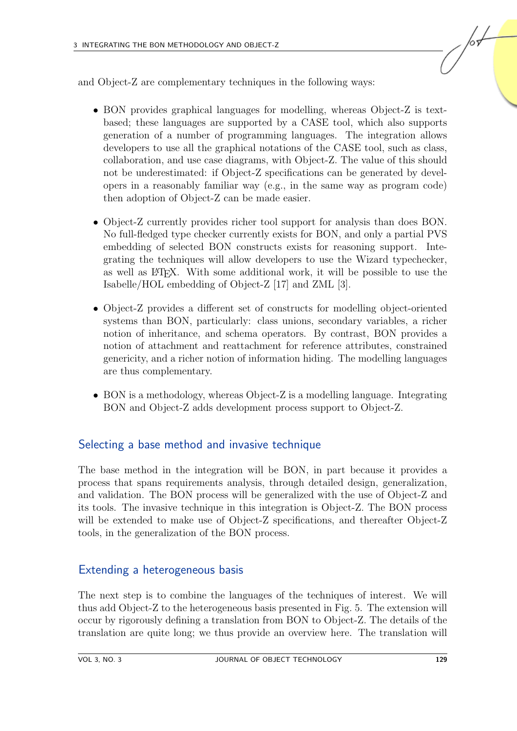and Object-Z are complementary techniques in the following ways:

- BON provides graphical languages for modelling, whereas Object-Z is text-based; these languages are supported by a CASE tool, which also supports generation of a number of programming languages. The integration allows developers to use all the graphical notations of the CASE tool, such as class, collaboration, and use case diagrams, with Object-Z. The value of this should not be underestimated: if Object-Z specifications can be generated by developers in a reasonably familiar way (e.g., in the same way as program code) then adoption of Object-Z can be made easier.

- Object-Z currently provides richer tool support for analysis than does BON. No full-fledged type checker currently exists for BON, and only a partial PVS embedding of selected BON constructs exists for reasoning support. Integrating the techniques will allow developers to use the Wizard typechecker, as well as LaTeX. With some additional work, it will be possible to use the Isabelle/HOL embedding of Object-Z [17] and ZML [3].

- Object-Z provides a different set of constructs for modelling object-oriented systems than BON, particularly: class unions, secondary variables, a richer notion of inheritance, and schema operators. By contrast, BON provides a notion of attachment and reattachment for reference attributes, constrained genericity, and a richer notion of information hiding. The modelling languages are thus complementary.

- BON is a methodology, whereas Object-Z is a modelling language. Integrating BON and Object-Z adds development process support to Object-Z.

## Selecting a base method and invasive technique

The base method in the integration will be BON, in part because it provides a process that spans requirements analysis, through detailed design, generalization, and validation. The BON process will be generalized with the use of Object-Z and its tools. The invasive technique in this integration is Object-Z. The BON process will be extended to make use of Object-Z specifications, and thereafter Object-Z tools, in the generalization of the BON process.

## Extending a heterogeneous basis

The next step is to combine the languages of the techniques of interest. We will thus add Object-Z to the heterogeneous basis presented in Fig. 5. The extension will occur by rigorously defining a translation from BON to Object-Z. The details of the translation are quite long; we thus provide an overview here. The translation will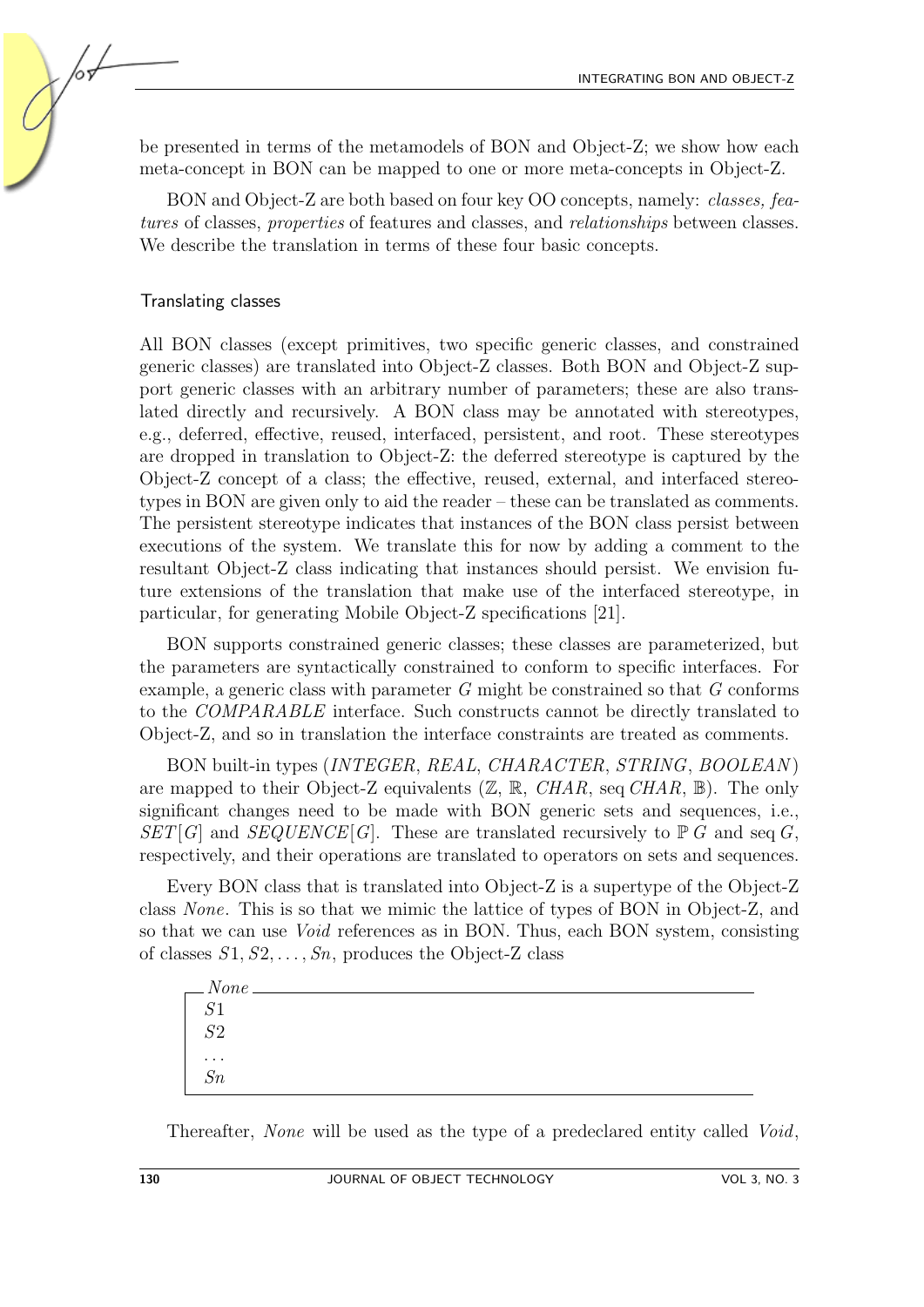be presented in terms of the metamodels of BON and Object-Z; we show how each meta-concept in BON can be mapped to one or more meta-concepts in Object-Z.

BON and Object-Z are both based on four key OO concepts, namely: *classes, features* of classes, *properties* of features and classes, and *relationships* between classes. We describe the translation in terms of these four basic concepts.

### Translating classes

All BON classes (except primitives, two specific generic classes, and constrained generic classes) are translated into Object-Z classes. Both BON and Object-Z support generic classes with an arbitrary number of parameters; these are also translated directly and recursively. A BON class may be annotated with stereotypes, e.g., deferred, effective, reused, interfaced, persistent, and root. These stereotypes are dropped in translation to Object-Z: the deferred stereotype is captured by the Object-Z concept of a class; the effective, reused, external, and interfaced stereotypes in BON are given only to aid the reader – these can be translated as comments. The persistent stereotype indicates that instances of the BON class persist between executions of the system. We translate this for now by adding a comment to the resultant Object-Z class indicating that instances should persist. We envision future extensions of the translation that make use of the interfaced stereotype, in particular, for generating Mobile Object-Z specifications [21].

BON supports constrained generic classes; these classes are parameterized, but the parameters are syntactically constrained to conform to specific interfaces. For example, a generic class with parameter $G$ might be constrained so that $G$ conforms to the *COMPARABLE* interface. Such constructs cannot be directly translated to Object-Z, and so in translation the interface constraints are treated as comments.

BON built-in types (*INTEGER*, *REAL*, *CHARACTER*, *STRING*, *BOOLEAN*) are mapped to their Object-Z equivalents ($\mathbb{Z}$, $\mathbb{R}$, $CHAR$, $\mathrm{seq}\, CHAR$, $\mathbb{B}$). The only significant changes need to be made with BON generic sets and sequences, i.e., $SET[G]$ and $SEQUENCE[G]$. These are translated recursively to $\mathbb{P}\, G$ and $\mathrm{seq}\, G$, respectively, and their operations are translated to operators on sets and sequences.

Every BON class that is translated into Object-Z is a supertype of the Object-Z class *None*. This is so that we mimic the lattice of types of BON in Object-Z, and so that we can use *Void* references as in BON. Thus, each BON system, consisting of classes $S1, S2, \ldots, Sn$, produces the Object-Z class

```
┌─ None ────────────────────────────
│ S1
│ S2
│ ...
│ Sn
└───────────────────────────────────
```

Thereafter, *None* will be used as the type of a predeclared entity called *Void*,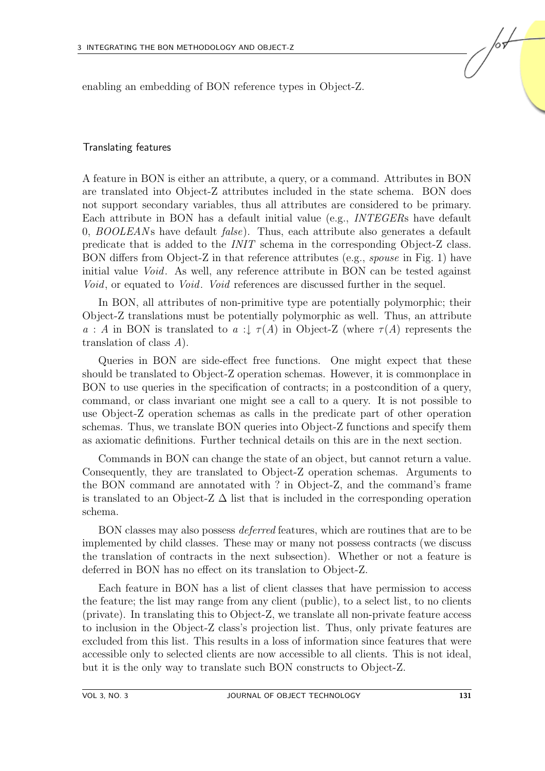enabling an embedding of BON reference types in Object-Z.

### Translating features

A feature in BON is either an attribute, a query, or a command. Attributes in BON are translated into Object-Z attributes included in the state schema. BON does not support secondary variables, thus all attributes are considered to be primary. Each attribute in BON has a default initial value (e.g., *INTEGER*s have default 0, *BOOLEAN*s have default *false*). Thus, each attribute also generates a default predicate that is added to the *INIT* schema in the corresponding Object-Z class. BON differs from Object-Z in that reference attributes (e.g., *spouse* in Fig. 1) have initial value *Void*. As well, any reference attribute in BON can be tested against *Void*, or equated to *Void*. *Void* references are discussed further in the sequel.

In BON, all attributes of non-primitive type are potentially polymorphic; their Object-Z translations must be potentially polymorphic as well. Thus, an attribute $a : A$ in BON is translated to $a :\downarrow \tau(A)$ in Object-Z (where $\tau(A)$ represents the translation of class $A$).

Queries in BON are side-effect free functions. One might expect that these should be translated to Object-Z operation schemas. However, it is commonplace in BON to use queries in the specification of contracts; in a postcondition of a query, command, or class invariant one might see a call to a query. It is not possible to use Object-Z operation schemas as calls in the predicate part of other operation schemas. Thus, we translate BON queries into Object-Z functions and specify them as axiomatic definitions. Further technical details on this are in the next section.

Commands in BON can change the state of an object, but cannot return a value. Consequently, they are translated to Object-Z operation schemas. Arguments to the BON command are annotated with ? in Object-Z, and the command's frame is translated to an Object-Z $\Delta$ list that is included in the corresponding operation schema.

BON classes may also possess *deferred* features, which are routines that are to be implemented by child classes. These may or many not possess contracts (we discuss the translation of contracts in the next subsection). Whether or not a feature is deferred in BON has no effect on its translation to Object-Z.

Each feature in BON has a list of client classes that have permission to access the feature; the list may range from any client (public), to a select list, to no clients (private). In translating this to Object-Z, we translate all non-private feature access to inclusion in the Object-Z class's projection list. Thus, only private features are excluded from this list. This results in a loss of information since features that were accessible only to selected clients are now accessible to all clients. This is not ideal, but it is the only way to translate such BON constructs to Object-Z.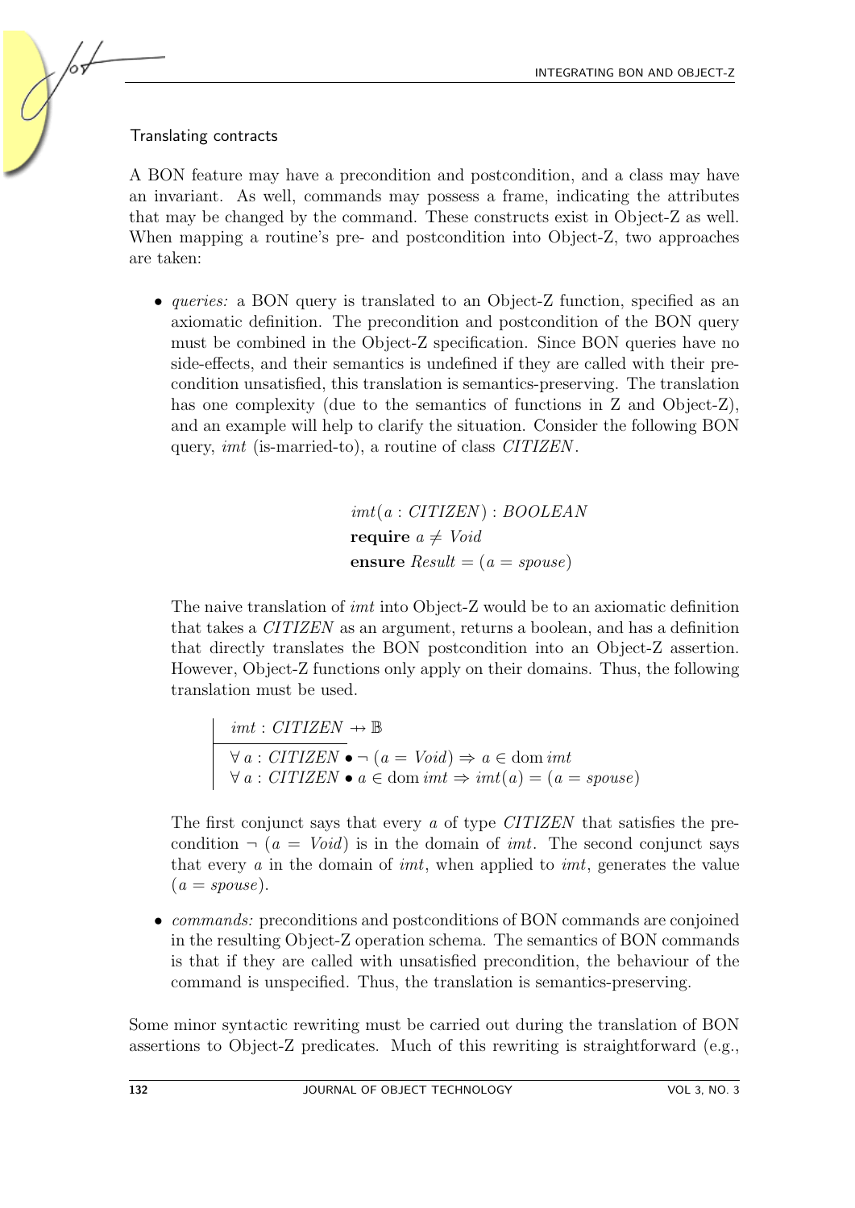### Translating contracts

A BON feature may have a precondition and postcondition, and a class may have an invariant. As well, commands may possess a frame, indicating the attributes that may be changed by the command. These constructs exist in Object-Z as well. When mapping a routine's pre- and postcondition into Object-Z, two approaches are taken:

- *queries:* a BON query is translated to an Object-Z function, specified as an axiomatic definition. The precondition and postcondition of the BON query must be combined in the Object-Z specification. Since BON queries have no side-effects, and their semantics is undefined if they are called with their precondition unsatisfied, this translation is semantics-preserving. The translation has one complexity (due to the semantics of functions in Z and Object-Z), and an example will help to clarify the situation. Consider the following BON query, *imt* (is-married-to), a routine of class *CITIZEN*.

$$
\begin{array}{l}
imt(a : CITIZEN) : BOOLEAN \\
\textbf{require}\ a \neq Void \\
\textbf{ensure}\ Result = (a = spouse)
\end{array}
$$

  The naive translation of *imt* into Object-Z would be to an axiomatic definition that takes a *CITIZEN* as an argument, returns a boolean, and has a definition that directly translates the BON postcondition into an Object-Z assertion. However, Object-Z functions only apply on their domains. Thus, the following translation must be used.

$$
\begin{array}{|l}
imt : CITIZEN \rightarrow\!\!\!\!\!+ \mathbb{B} \\
\hline
\forall\, a : CITIZEN \bullet \neg\,(a = Void) \Rightarrow a \in \mathrm{dom}\, imt \\
\forall\, a : CITIZEN \bullet a \in \mathrm{dom}\, imt \Rightarrow imt(a) = (a = spouse)
\end{array}
$$

  The first conjunct says that every $a$ of type *CITIZEN* that satisfies the precondition $\neg\,(a = Void)$ is in the domain of *imt*. The second conjunct says that every $a$ in the domain of *imt*, when applied to *imt*, generates the value $(a = spouse)$.

- *commands:* preconditions and postconditions of BON commands are conjoined in the resulting Object-Z operation schema. The semantics of BON commands is that if they are called with unsatisfied precondition, the behaviour of the command is unspecified. Thus, the translation is semantics-preserving.

Some minor syntactic rewriting must be carried out during the translation of BON assertions to Object-Z predicates. Much of this rewriting is straightforward (e.g.,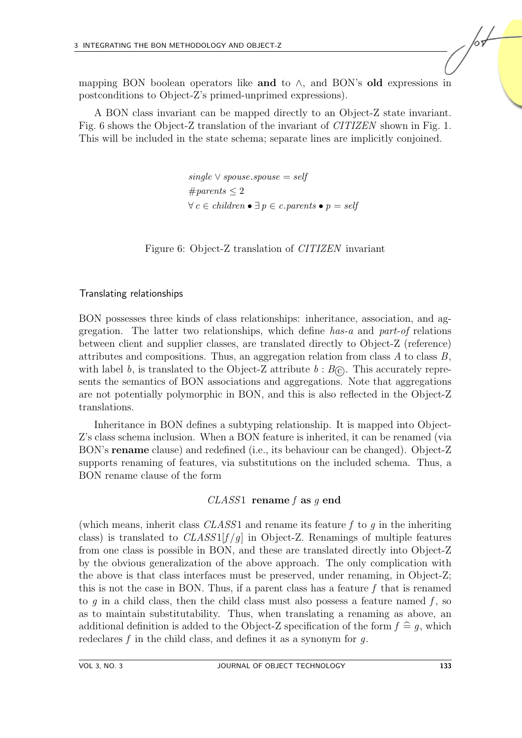mapping BON boolean operators like **and** to $\wedge$, and BON's **old** expressions in postconditions to Object-Z's primed-unprimed expressions).

A BON class invariant can be mapped directly to an Object-Z state invariant. Fig. 6 shows the Object-Z translation of the invariant of *CITIZEN* shown in Fig. 1. This will be included in the state schema; separate lines are implicitly conjoined.

$$
\begin{array}{l}
single \vee spouse.spouse = self \\
\#parents \leq 2 \\
\forall\, c \in children \bullet \exists\, p \in c.parents \bullet p = self
\end{array}
$$

Figure 6: Object-Z translation of *CITIZEN* invariant

### Translating relationships

BON possesses three kinds of class relationships: inheritance, association, and aggregation. The latter two relationships, which define *has-a* and *part-of* relations between client and supplier classes, are translated directly to Object-Z (reference) attributes and compositions. Thus, an aggregation relation from class $A$ to class $B$, with label $b$, is translated to the Object-Z attribute $b : B_{\copyright}$. This accurately represents the semantics of BON associations and aggregations. Note that aggregations are not potentially polymorphic in BON, and this is also reflected in the Object-Z translations.

Inheritance in BON defines a subtyping relationship. It is mapped into Object-Z's class schema inclusion. When a BON feature is inherited, it can be renamed (via BON's **rename** clause) and redefined (i.e., its behaviour can be changed). Object-Z supports renaming of features, via substitutions on the included schema. Thus, a BON rename clause of the form

$$CLASS1\ \textbf{rename}\ f\ \textbf{as}\ g\ \textbf{end}$$

(which means, inherit class $CLASS1$ and rename its feature $f$ to $g$ in the inheriting class) is translated to $CLASS1[f/g]$ in Object-Z. Renamings of multiple features from one class is possible in BON, and these are translated directly into Object-Z by the obvious generalization of the above approach. The only complication with the above is that class interfaces must be preserved, under renaming, in Object-Z; this is not the case in BON. Thus, if a parent class has a feature $f$ that is renamed to $g$ in a child class, then the child class must also possess a feature named $f$, so as to maintain substitutability. Thus, when translating a renaming as above, an additional definition is added to the Object-Z specification of the form $f \mathrel{\widehat{=}} g$, which redeclares $f$ in the child class, and defines it as a synonym for $g$.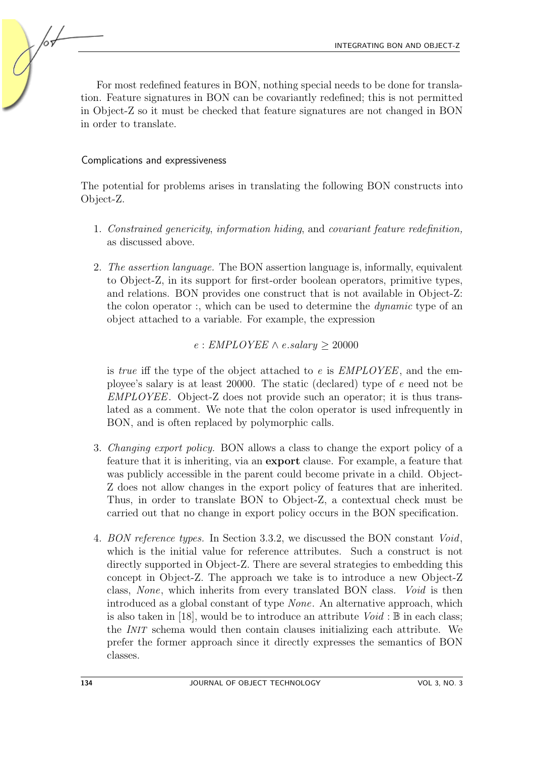For most redefined features in BON, nothing special needs to be done for translation. Feature signatures in BON can be covariantly redefined; this is not permitted in Object-Z so it must be checked that feature signatures are not changed in BON in order to translate.

### Complications and expressiveness

The potential for problems arises in translating the following BON constructs into Object-Z.

1. *Constrained genericity*, *information hiding*, and *covariant feature redefinition,* as discussed above.

2. *The assertion language.* The BON assertion language is, informally, equivalent to Object-Z, in its support for first-order boolean operators, primitive types, and relations. BON provides one construct that is not available in Object-Z: the colon operator :, which can be used to determine the *dynamic* type of an object attached to a variable. For example, the expression

   $$e : EMPLOYEE \land e.salary \geq 20000$$

   is *true* iff the type of the object attached to $e$ is $EMPLOYEE$, and the employee's salary is at least 20000. The static (declared) type of $e$ need not be $EMPLOYEE$. Object-Z does not provide such an operator; it is thus translated as a comment. We note that the colon operator is used infrequently in BON, and is often replaced by polymorphic calls.

3. *Changing export policy.* BON allows a class to change the export policy of a feature that it is inheriting, via an **export** clause. For example, a feature that was publicly accessible in the parent could become private in a child. Object-Z does not allow changes in the export policy of features that are inherited. Thus, in order to translate BON to Object-Z, a contextual check must be carried out that no change in export policy occurs in the BON specification.

4. *BON reference types.* In Section 3.3.2, we discussed the BON constant *Void*, which is the initial value for reference attributes. Such a construct is not directly supported in Object-Z. There are several strategies to embedding this concept in Object-Z. The approach we take is to introduce a new Object-Z class, *None*, which inherits from every translated BON class. *Void* is then introduced as a global constant of type *None*. An alternative approach, which is also taken in [18], would be to introduce an attribute $Void : \mathbb{B}$ in each class; the *INIT* schema would then contain clauses initializing each attribute. We prefer the former approach since it directly expresses the semantics of BON classes.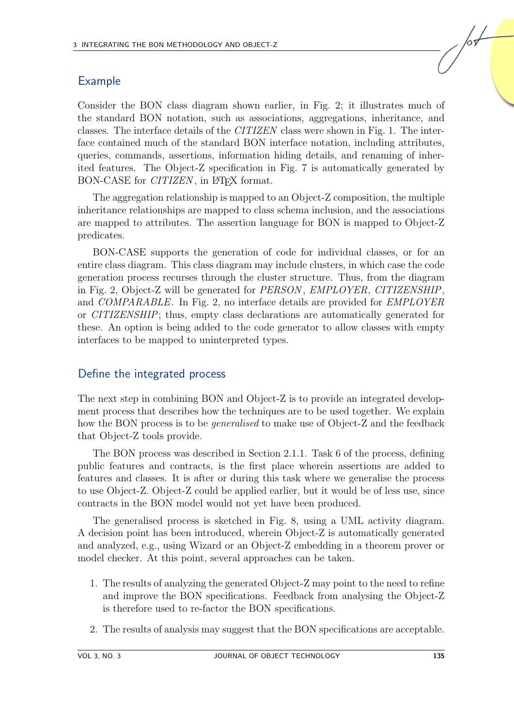## Example

Consider the BON class diagram shown earlier, in Fig. 2; it illustrates much of the standard BON notation, such as associations, aggregations, inheritance, and classes. The interface details of the *CITIZEN* class were shown in Fig. 1. The interface contained much of the standard BON interface notation, including attributes, queries, commands, assertions, information hiding details, and renaming of inherited features. The Object-Z specification in Fig. 7 is automatically generated by BON-CASE for *CITIZEN*, in LaTeX format.

The aggregation relationship is mapped to an Object-Z composition, the multiple inheritance relationships are mapped to class schema inclusion, and the associations are mapped to attributes. The assertion language for BON is mapped to Object-Z predicates.

BON-CASE supports the generation of code for individual classes, or for an entire class diagram. This class diagram may include clusters, in which case the code generation process recurses through the cluster structure. Thus, from the diagram in Fig. 2, Object-Z will be generated for *PERSON*, *EMPLOYER*, *CITIZENSHIP*, and *COMPARABLE*. In Fig. 2, no interface details are provided for *EMPLOYER* or *CITIZENSHIP*; thus, empty class declarations are automatically generated for these. An option is being added to the code generator to allow classes with empty interfaces to be mapped to uninterpreted types.

## Define the integrated process

The next step in combining BON and Object-Z is to provide an integrated development process that describes how the techniques are to be used together. We explain how the BON process is to be *generalised* to make use of Object-Z and the feedback that Object-Z tools provide.

The BON process was described in Section 2.1.1. Task 6 of the process, defining public features and contracts, is the first place wherein assertions are added to features and classes. It is after or during this task where we generalise the process to use Object-Z. Object-Z could be applied earlier, but it would be of less use, since contracts in the BON model would not yet have been produced.

The generalised process is sketched in Fig. 8, using a UML activity diagram. A decision point has been introduced, wherein Object-Z is automatically generated and analyzed, e.g., using Wizard or an Object-Z embedding in a theorem prover or model checker. At this point, several approaches can be taken.

1. The results of analyzing the generated Object-Z may point to the need to refine and improve the BON specifications. Feedback from analysing the Object-Z is therefore used to re-factor the BON specifications.
2. The results of analysis may suggest that the BON specifications are acceptable.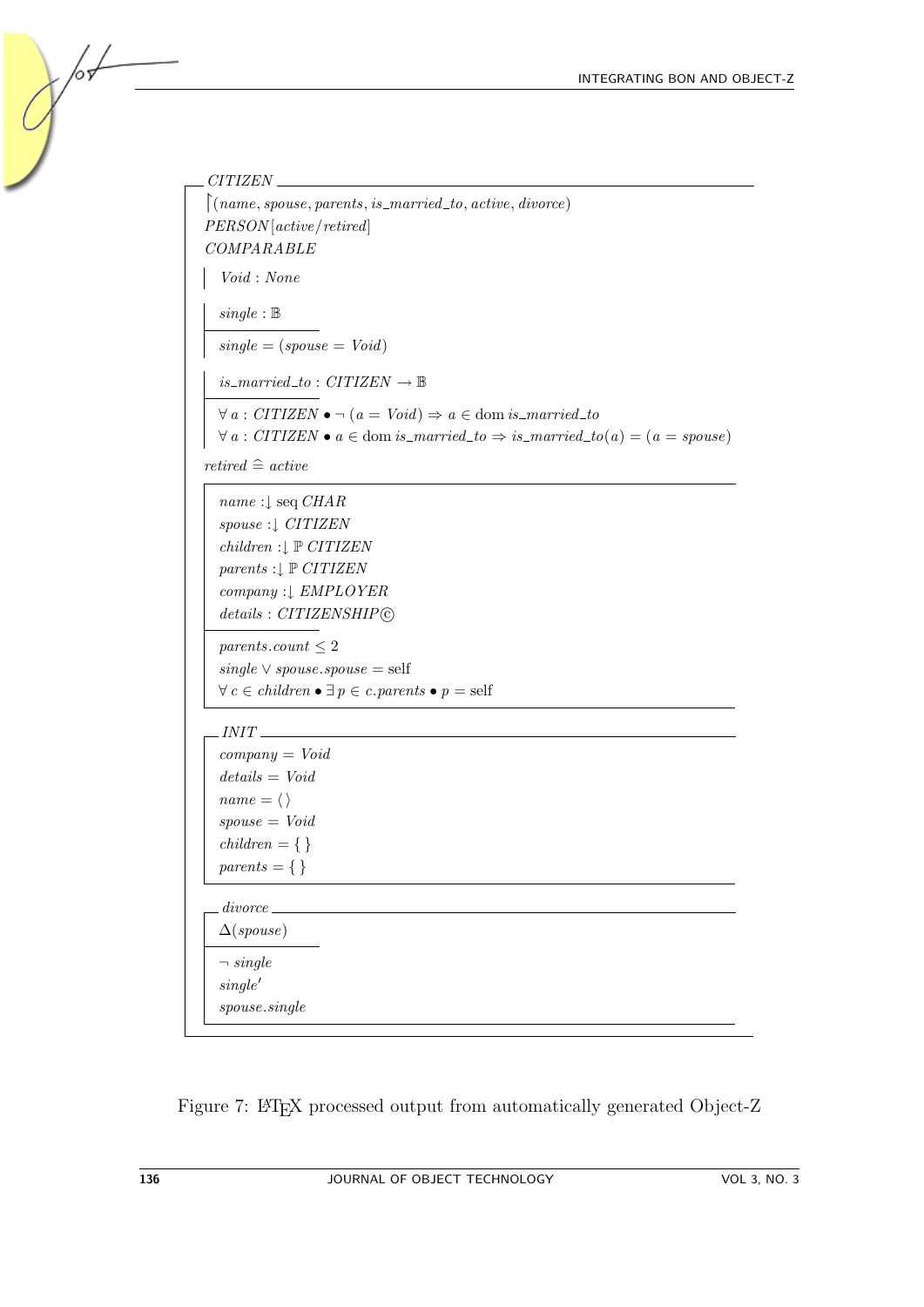CITIZEN

$\upharpoonright(name, spouse, parents, is\_married\_to, active, divorce)$

$PERSON[active/retired]$

$COMPARABLE$

$Void : None$

$single : \mathbb{B}$

$single = (spouse = Void)$

$is\_married\_to : CITIZEN \rightarrow \mathbb{B}$

$\forall\, a : CITIZEN \bullet \neg\,(a = Void) \Rightarrow a \in \mathrm{dom}\, is\_married\_to$

$\forall\, a : CITIZEN \bullet a \in \mathrm{dom}\, is\_married\_to \Rightarrow is\_married\_to(a) = (a = spouse)$

$retired \mathrel{\widehat=} active$

$name :\downarrow \mathrm{seq}\, CHAR$

$spouse :\downarrow CITIZEN$

$children :\downarrow \mathbb{P}\, CITIZEN$

$parents :\downarrow \mathbb{P}\, CITIZEN$

$company :\downarrow EMPLOYER$

$details : CITIZENSHIP$ ⓒ

$parents.count \leq 2$

$single \lor spouse.spouse = \mathrm{self}$

$\forall\, c \in children \bullet \exists\, p \in c.parents \bullet p = \mathrm{self}$

INIT

$company = Void$

$details = Void$

$name = \langle\,\rangle$

$spouse = Void$

$children = \{\,\}$

$parents = \{\,\}$

divorce

$\Delta(spouse)$

$\neg\, single$

$single'$

$spouse.single$

Figure 7: LaTeX processed output from automatically generated Object-Z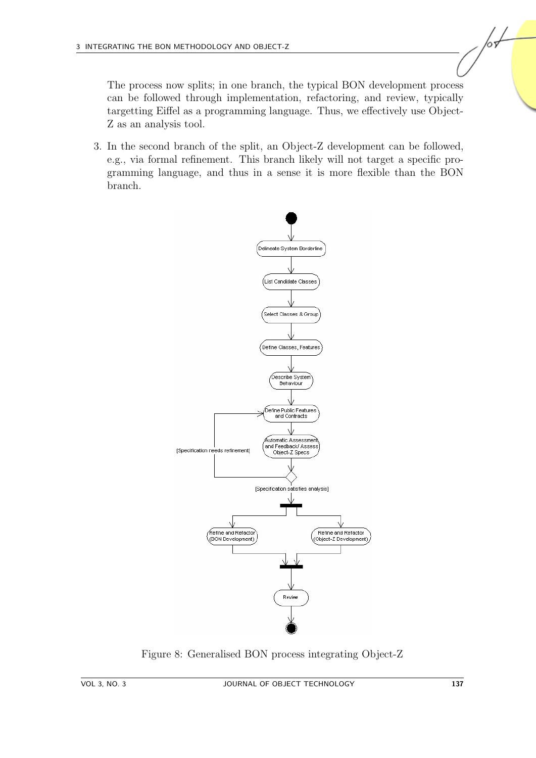The process now splits; in one branch, the typical BON development process can be followed through implementation, refactoring, and review, typically targetting Eiffel as a programming language. Thus, we effectively use Object-Z as an analysis tool.

3. In the second branch of the split, an Object-Z development can be followed, e.g., via formal refinement. This branch likely will not target a specific programming language, and thus in a sense it is more flexible than the BON branch.

Figure 8: Generalised BON process integrating Object-Z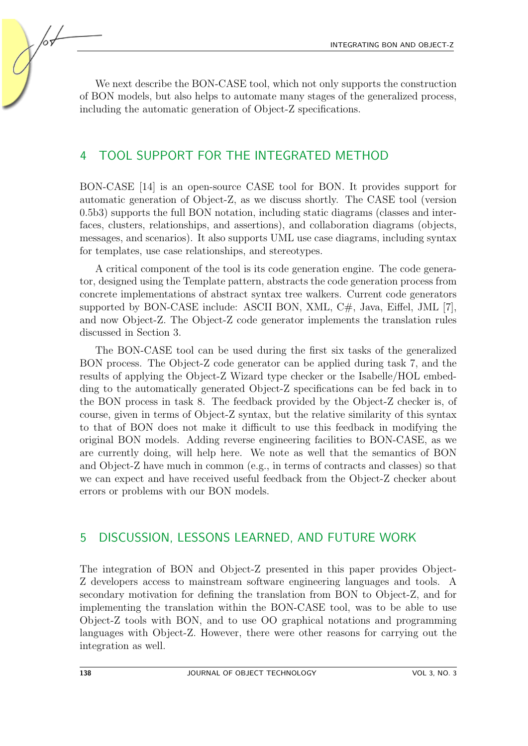We next describe the BON-CASE tool, which not only supports the construction of BON models, but also helps to automate many stages of the generalized process, including the automatic generation of Object-Z specifications.

## 4 TOOL SUPPORT FOR THE INTEGRATED METHOD

BON-CASE [14] is an open-source CASE tool for BON. It provides support for automatic generation of Object-Z, as we discuss shortly. The CASE tool (version 0.5b3) supports the full BON notation, including static diagrams (classes and interfaces, clusters, relationships, and assertions), and collaboration diagrams (objects, messages, and scenarios). It also supports UML use case diagrams, including syntax for templates, use case relationships, and stereotypes.

A critical component of the tool is its code generation engine. The code generator, designed using the Template pattern, abstracts the code generation process from concrete implementations of abstract syntax tree walkers. Current code generators supported by BON-CASE include: ASCII BON, XML, C#, Java, Eiffel, JML [7], and now Object-Z. The Object-Z code generator implements the translation rules discussed in Section 3.

The BON-CASE tool can be used during the first six tasks of the generalized BON process. The Object-Z code generator can be applied during task 7, and the results of applying the Object-Z Wizard type checker or the Isabelle/HOL embedding to the automatically generated Object-Z specifications can be fed back in to the BON process in task 8. The feedback provided by the Object-Z checker is, of course, given in terms of Object-Z syntax, but the relative similarity of this syntax to that of BON does not make it difficult to use this feedback in modifying the original BON models. Adding reverse engineering facilities to BON-CASE, as we are currently doing, will help here. We note as well that the semantics of BON and Object-Z have much in common (e.g., in terms of contracts and classes) so that we can expect and have received useful feedback from the Object-Z checker about errors or problems with our BON models.

## 5 DISCUSSION, LESSONS LEARNED, AND FUTURE WORK

The integration of BON and Object-Z presented in this paper provides Object-Z developers access to mainstream software engineering languages and tools. A secondary motivation for defining the translation from BON to Object-Z, and for implementing the translation within the BON-CASE tool, was to be able to use Object-Z tools with BON, and to use OO graphical notations and programming languages with Object-Z. However, there were other reasons for carrying out the integration as well.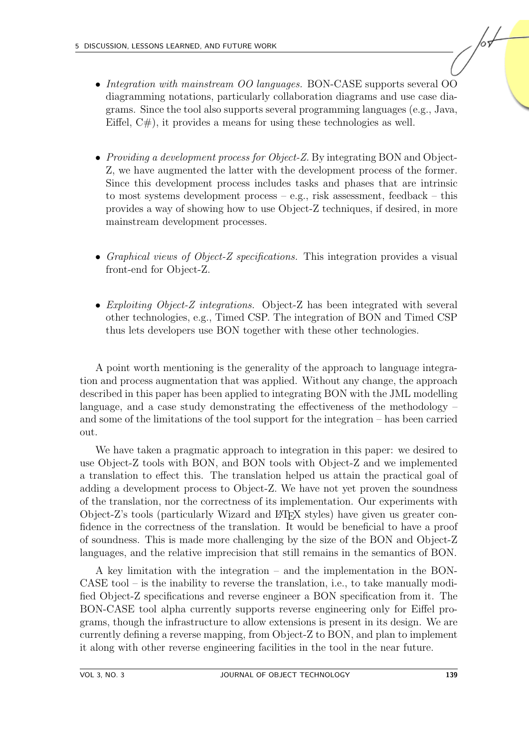- *Integration with mainstream OO languages.* BON-CASE supports several OO diagramming notations, particularly collaboration diagrams and use case diagrams. Since the tool also supports several programming languages (e.g., Java, Eiffel, C#), it provides a means for using these technologies as well.

- *Providing a development process for Object-Z.* By integrating BON and Object-Z, we have augmented the latter with the development process of the former. Since this development process includes tasks and phases that are intrinsic to most systems development process – e.g., risk assessment, feedback – this provides a way of showing how to use Object-Z techniques, if desired, in more mainstream development processes.

- *Graphical views of Object-Z specifications.* This integration provides a visual front-end for Object-Z.

- *Exploiting Object-Z integrations.* Object-Z has been integrated with several other technologies, e.g., Timed CSP. The integration of BON and Timed CSP thus lets developers use BON together with these other technologies.

A point worth mentioning is the generality of the approach to language integration and process augmentation that was applied. Without any change, the approach described in this paper has been applied to integrating BON with the JML modelling language, and a case study demonstrating the effectiveness of the methodology – and some of the limitations of the tool support for the integration – has been carried out.

We have taken a pragmatic approach to integration in this paper: we desired to use Object-Z tools with BON, and BON tools with Object-Z and we implemented a translation to effect this. The translation helped us attain the practical goal of adding a development process to Object-Z. We have not yet proven the soundness of the translation, nor the correctness of its implementation. Our experiments with Object-Z's tools (particularly Wizard and LaTeX styles) have given us greater confidence in the correctness of the translation. It would be beneficial to have a proof of soundness. This is made more challenging by the size of the BON and Object-Z languages, and the relative imprecision that still remains in the semantics of BON.

A key limitation with the integration – and the implementation in the BON-CASE tool – is the inability to reverse the translation, i.e., to take manually modified Object-Z specifications and reverse engineer a BON specification from it. The BON-CASE tool alpha currently supports reverse engineering only for Eiffel programs, though the infrastructure to allow extensions is present in its design. We are currently defining a reverse mapping, from Object-Z to BON, and plan to implement it along with other reverse engineering facilities in the tool in the near future.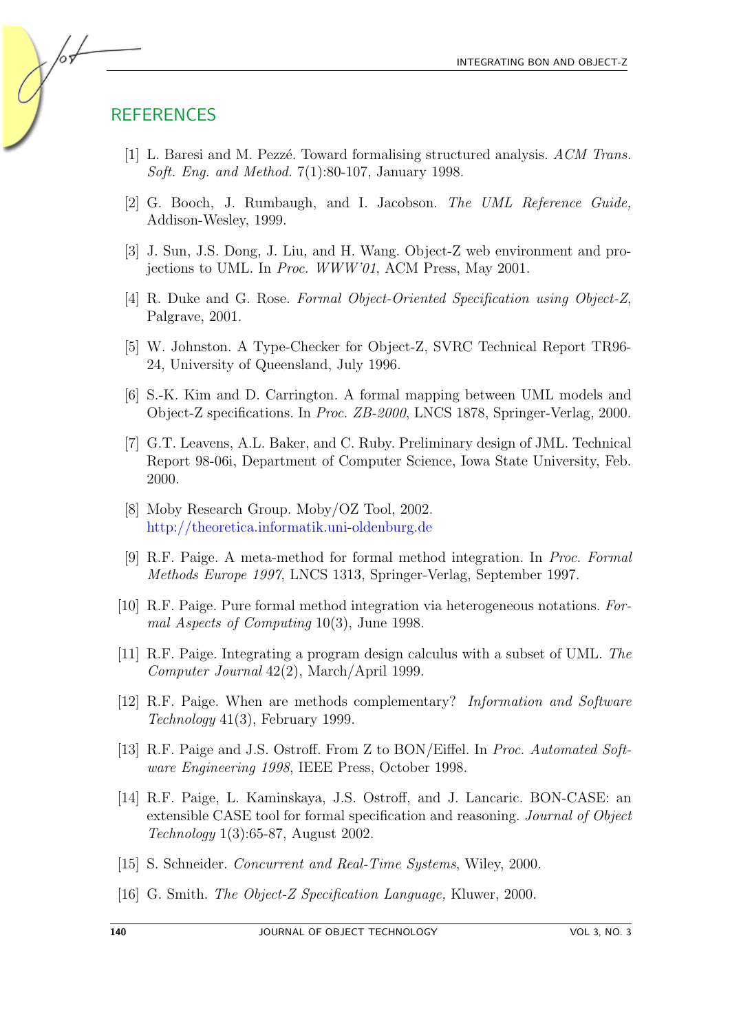## REFERENCES

[1] L. Baresi and M. Pezzé. Toward formalising structured analysis. *ACM Trans. Soft. Eng. and Method.* 7(1):80-107, January 1998.

[2] G. Booch, J. Rumbaugh, and I. Jacobson. *The UML Reference Guide,* Addison-Wesley, 1999.

[3] J. Sun, J.S. Dong, J. Liu, and H. Wang. Object-Z web environment and projections to UML. In *Proc. WWW'01*, ACM Press, May 2001.

[4] R. Duke and G. Rose. *Formal Object-Oriented Specification using Object-Z*, Palgrave, 2001.

[5] W. Johnston. A Type-Checker for Object-Z, SVRC Technical Report TR96-24, University of Queensland, July 1996.

[6] S.-K. Kim and D. Carrington. A formal mapping between UML models and Object-Z specifications. In *Proc. ZB-2000*, LNCS 1878, Springer-Verlag, 2000.

[7] G.T. Leavens, A.L. Baker, and C. Ruby. Preliminary design of JML. Technical Report 98-06i, Department of Computer Science, Iowa State University, Feb. 2000.

[8] Moby Research Group. Moby/OZ Tool, 2002. http://theoretica.informatik.uni-oldenburg.de

[9] R.F. Paige. A meta-method for formal method integration. In *Proc. Formal Methods Europe 1997*, LNCS 1313, Springer-Verlag, September 1997.

[10] R.F. Paige. Pure formal method integration via heterogeneous notations. *Formal Aspects of Computing* 10(3), June 1998.

[11] R.F. Paige. Integrating a program design calculus with a subset of UML. *The Computer Journal* 42(2), March/April 1999.

[12] R.F. Paige. When are methods complementary? *Information and Software Technology* 41(3), February 1999.

[13] R.F. Paige and J.S. Ostroff. From Z to BON/Eiffel. In *Proc. Automated Software Engineering 1998*, IEEE Press, October 1998.

[14] R.F. Paige, L. Kaminskaya, J.S. Ostroff, and J. Lancaric. BON-CASE: an extensible CASE tool for formal specification and reasoning. *Journal of Object Technology* 1(3):65-87, August 2002.

[15] S. Schneider. *Concurrent and Real-Time Systems*, Wiley, 2000.

[16] G. Smith. *The Object-Z Specification Language,* Kluwer, 2000.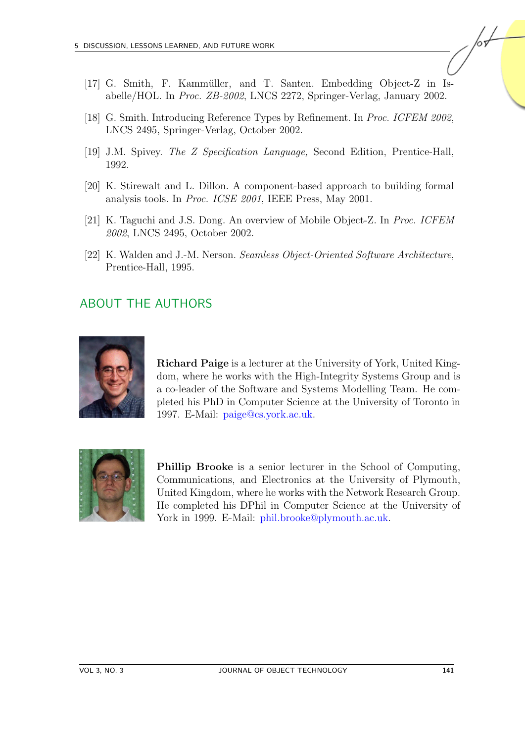[17] G. Smith, F. Kammüller, and T. Santen. Embedding Object-Z in Isabelle/HOL. In *Proc. ZB-2002*, LNCS 2272, Springer-Verlag, January 2002.

[18] G. Smith. Introducing Reference Types by Refinement. In *Proc. ICFEM 2002*, LNCS 2495, Springer-Verlag, October 2002.

[19] J.M. Spivey. *The Z Specification Language,* Second Edition, Prentice-Hall, 1992.

[20] K. Stirewalt and L. Dillon. A component-based approach to building formal analysis tools. In *Proc. ICSE 2001*, IEEE Press, May 2001.

[21] K. Taguchi and J.S. Dong. An overview of Mobile Object-Z. In *Proc. ICFEM 2002*, LNCS 2495, October 2002.

[22] K. Walden and J.-M. Nerson. *Seamless Object-Oriented Software Architecture*, Prentice-Hall, 1995.

## ABOUT THE AUTHORS

**Richard Paige** is a lecturer at the University of York, United Kingdom, where he works with the High-Integrity Systems Group and is a co-leader of the Software and Systems Modelling Team. He completed his PhD in Computer Science at the University of Toronto in 1997. E-Mail: paige@cs.york.ac.uk.

**Phillip Brooke** is a senior lecturer in the School of Computing, Communications, and Electronics at the University of Plymouth, United Kingdom, where he works with the Network Research Group. He completed his DPhil in Computer Science at the University of York in 1999. E-Mail: phil.brooke@plymouth.ac.uk.